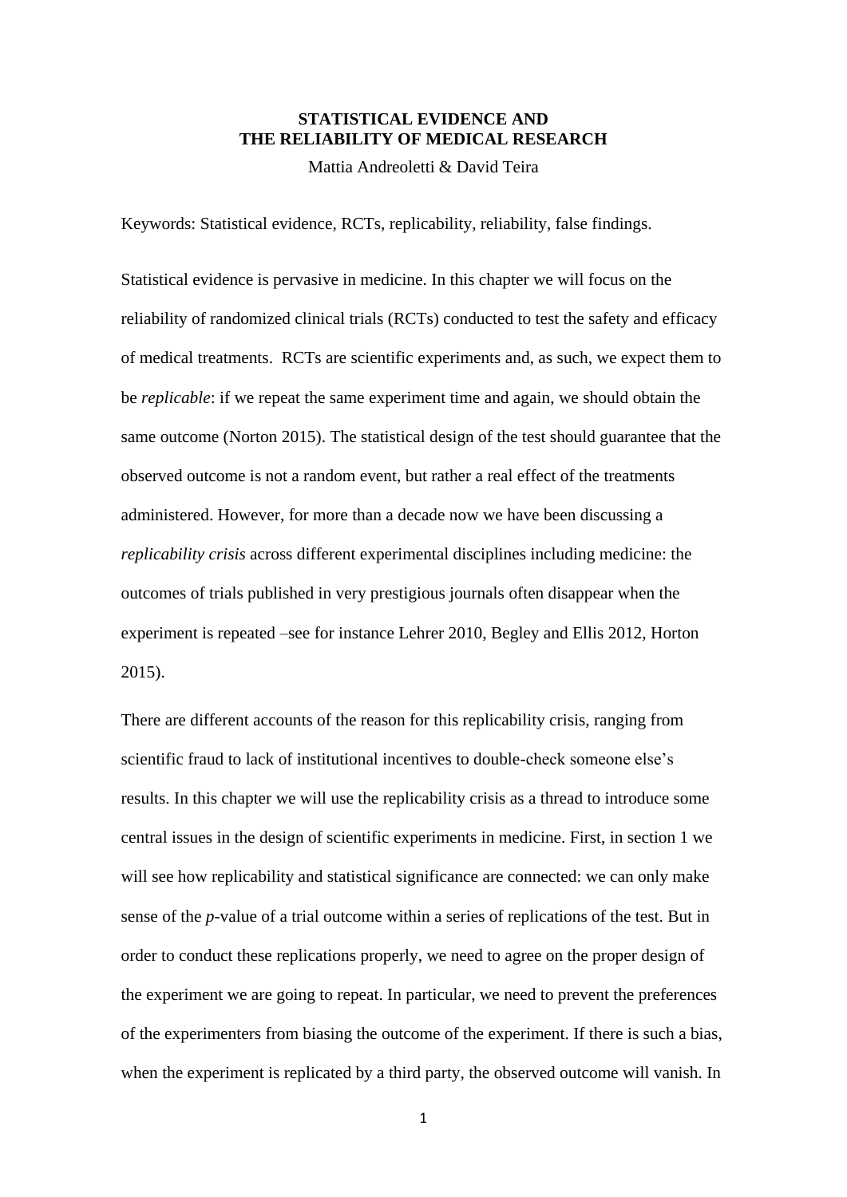# STATISTICAL EVIDENCE AND THE RELIABILITY OF MEDICAL RESEARCH

Mattia Andreoletti & David Teira

Keywords: Statistical evidence, RCTs, replicability, reliability, false findings.

Statistical evidence is pervasive in medicine. In this chapter we will focus on the reliability of randomized clinical trials (RCTs) conducted to test the safety and efficacy of medical treatments. RCTs are scientific experiments and, as such, we expect them to be *replicable*: if we repeat the same experiment time and again, we should obtain the same outcome (Norton 2015). The statistical design of the test should guarantee that the observed outcome is not a random event, but rather a real effect of the treatments administered. However, for more than a decade now we have been discussing a *replicability crisis* across different experimental disciplines including medicine: the outcomes of trials published in very prestigious journals often disappear when the experiment is repeated –see for instance Lehrer 2010, Begley and Ellis 2012, Horton 2015).

There are different accounts of the reason for this replicability crisis, ranging from scientific fraud to lack of institutional incentives to double-check someone else's results. In this chapter we will use the replicability crisis as a thread to introduce some central issues in the design of scientific experiments in medicine. First, in section 1 we will see how replicability and statistical significance are connected: we can only make sense of the *p*-value of a trial outcome within a series of replications of the test. But in order to conduct these replications properly, we need to agree on the proper design of the experiment we are going to repeat. In particular, we need to prevent the preferences of the experimenters from biasing the outcome of the experiment. If there is such a bias, when the experiment is replicated by a third party, the observed outcome will vanish. In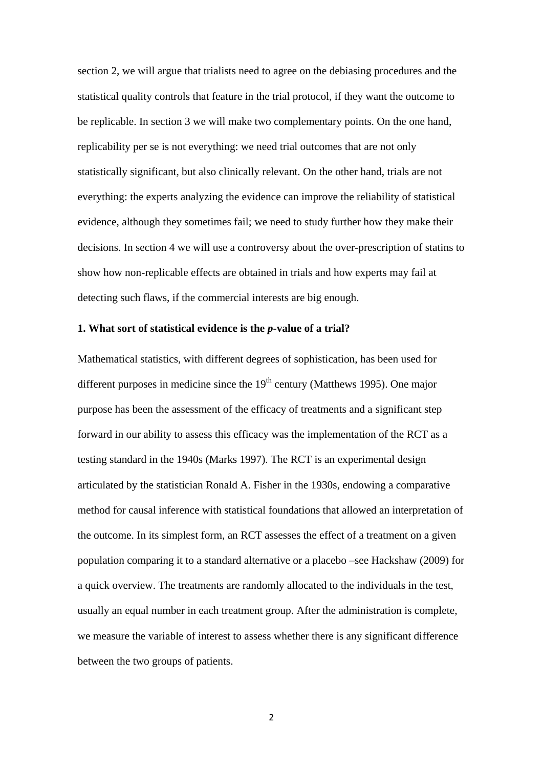section 2, we will argue that trialists need to agree on the debiasing procedures and the statistical quality controls that feature in the trial protocol, if they want the outcome to be replicable. In section 3 we will make two complementary points. On the one hand, replicability per se is not everything: we need trial outcomes that are not only statistically significant, but also clinically relevant. On the other hand, trials are not everything: the experts analyzing the evidence can improve the reliability of statistical evidence, although they sometimes fail; we need to study further how they make their decisions. In section 4 we will use a controversy about the over-prescription of statins to show how non-replicable effects are obtained in trials and how experts may fail at detecting such flaws, if the commercial interests are big enough.

### 1. What sort of statistical evidence is the *p*-value of a trial?

Mathematical statistics, with different degrees of sophistication, has been used for different purposes in medicine since the 19th century (Matthews 1995). One major purpose has been the assessment of the efficacy of treatments and a significant step forward in our ability to assess this efficacy was the implementation of the RCT as a testing standard in the 1940s (Marks 1997). The RCT is an experimental design articulated by the statistician Ronald A. Fisher in the 1930s, endowing a comparative method for causal inference with statistical foundations that allowed an interpretation of the outcome. In its simplest form, an RCT assesses the effect of a treatment on a given population comparing it to a standard alternative or a placebo –see Hackshaw (2009) for a quick overview. The treatments are randomly allocated to the individuals in the test, usually an equal number in each treatment group. After the administration is complete, we measure the variable of interest to assess whether there is any significant difference between the two groups of patients.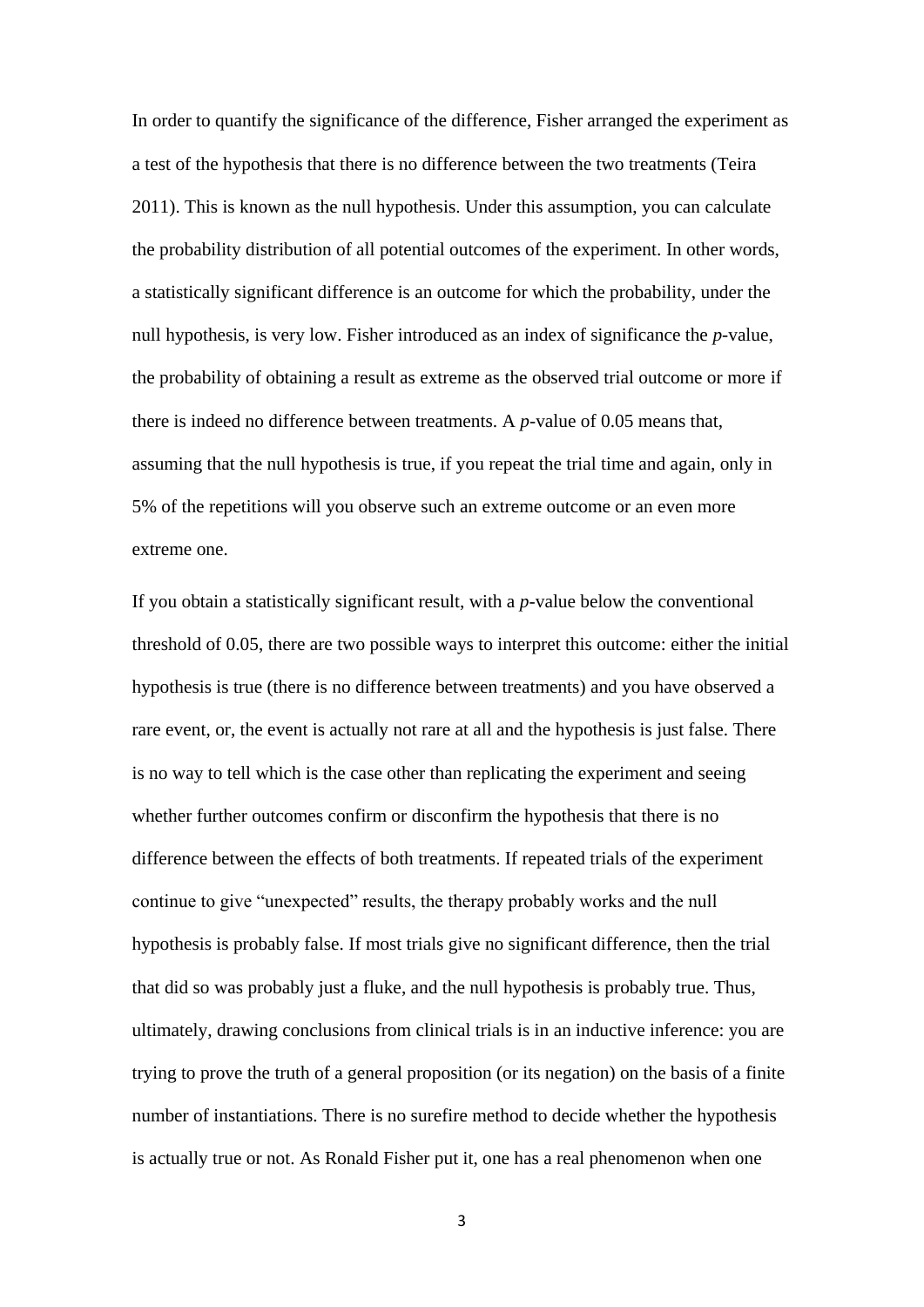In order to quantify the significance of the difference, Fisher arranged the experiment as a test of the hypothesis that there is no difference between the two treatments (Teira 2011). This is known as the null hypothesis. Under this assumption, you can calculate the probability distribution of all potential outcomes of the experiment. In other words, a statistically significant difference is an outcome for which the probability, under the null hypothesis, is very low. Fisher introduced as an index of significance the *p*-value, the probability of obtaining a result as extreme as the observed trial outcome or more if there is indeed no difference between treatments. A *p*-value of 0.05 means that, assuming that the null hypothesis is true, if you repeat the trial time and again, only in 5% of the repetitions will you observe such an extreme outcome or an even more extreme one.

If you obtain a statistically significant result, with a *p*-value below the conventional threshold of 0.05, there are two possible ways to interpret this outcome: either the initial hypothesis is true (there is no difference between treatments) and you have observed a rare event, or, the event is actually not rare at all and the hypothesis is just false. There is no way to tell which is the case other than replicating the experiment and seeing whether further outcomes confirm or disconfirm the hypothesis that there is no difference between the effects of both treatments. If repeated trials of the experiment continue to give "unexpected" results, the therapy probably works and the null hypothesis is probably false. If most trials give no significant difference, then the trial that did so was probably just a fluke, and the null hypothesis is probably true. Thus, ultimately, drawing conclusions from clinical trials is in an inductive inference: you are trying to prove the truth of a general proposition (or its negation) on the basis of a finite number of instantiations. There is no surefire method to decide whether the hypothesis is actually true or not. As Ronald Fisher put it, one has a real phenomenon when one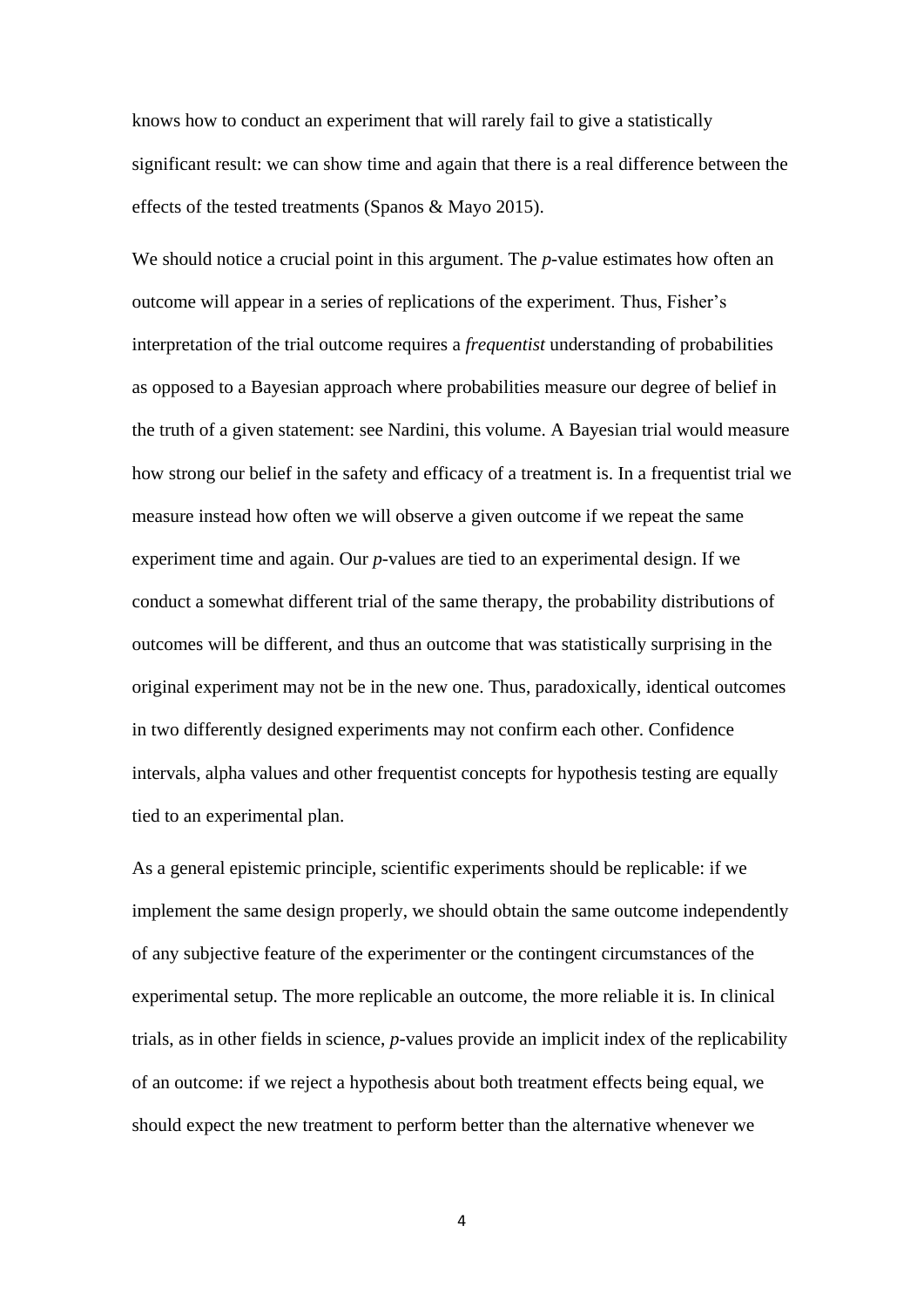knows how to conduct an experiment that will rarely fail to give a statistically significant result: we can show time and again that there is a real difference between the effects of the tested treatments (Spanos & Mayo 2015).

We should notice a crucial point in this argument. The *p*-value estimates how often an outcome will appear in a series of replications of the experiment. Thus, Fisher's interpretation of the trial outcome requires a *frequentist* understanding of probabilities as opposed to a Bayesian approach where probabilities measure our degree of belief in the truth of a given statement: see Nardini, this volume. A Bayesian trial would measure how strong our belief in the safety and efficacy of a treatment is. In a frequentist trial we measure instead how often we will observe a given outcome if we repeat the same experiment time and again. Our *p*-values are tied to an experimental design. If we conduct a somewhat different trial of the same therapy, the probability distributions of outcomes will be different, and thus an outcome that was statistically surprising in the original experiment may not be in the new one. Thus, paradoxically, identical outcomes in two differently designed experiments may not confirm each other. Confidence intervals, alpha values and other frequentist concepts for hypothesis testing are equally tied to an experimental plan.

As a general epistemic principle, scientific experiments should be replicable: if we implement the same design properly, we should obtain the same outcome independently of any subjective feature of the experimenter or the contingent circumstances of the experimental setup. The more replicable an outcome, the more reliable it is. In clinical trials, as in other fields in science, *p*-values provide an implicit index of the replicability of an outcome: if we reject a hypothesis about both treatment effects being equal, we should expect the new treatment to perform better than the alternative whenever we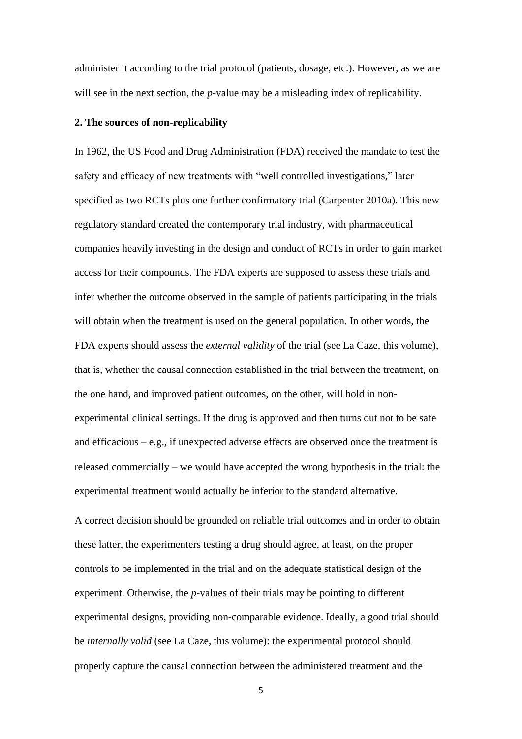administer it according to the trial protocol (patients, dosage, etc.). However, as we are will see in the next section, the *p*-value may be a misleading index of replicability.

## 2. The sources of non-replicability

In 1962, the US Food and Drug Administration (FDA) received the mandate to test the safety and efficacy of new treatments with "well controlled investigations," later specified as two RCTs plus one further confirmatory trial (Carpenter 2010a). This new regulatory standard created the contemporary trial industry, with pharmaceutical companies heavily investing in the design and conduct of RCTs in order to gain market access for their compounds. The FDA experts are supposed to assess these trials and infer whether the outcome observed in the sample of patients participating in the trials will obtain when the treatment is used on the general population. In other words, the FDA experts should assess the *external validity* of the trial (see La Caze, this volume), that is, whether the causal connection established in the trial between the treatment, on the one hand, and improved patient outcomes, on the other, will hold in non-experimental clinical settings. If the drug is approved and then turns out not to be safe and efficacious – e.g., if unexpected adverse effects are observed once the treatment is released commercially – we would have accepted the wrong hypothesis in the trial: the experimental treatment would actually be inferior to the standard alternative.

A correct decision should be grounded on reliable trial outcomes and in order to obtain these latter, the experimenters testing a drug should agree, at least, on the proper controls to be implemented in the trial and on the adequate statistical design of the experiment. Otherwise, the *p*-values of their trials may be pointing to different experimental designs, providing non-comparable evidence. Ideally, a good trial should be *internally valid* (see La Caze, this volume): the experimental protocol should properly capture the causal connection between the administered treatment and the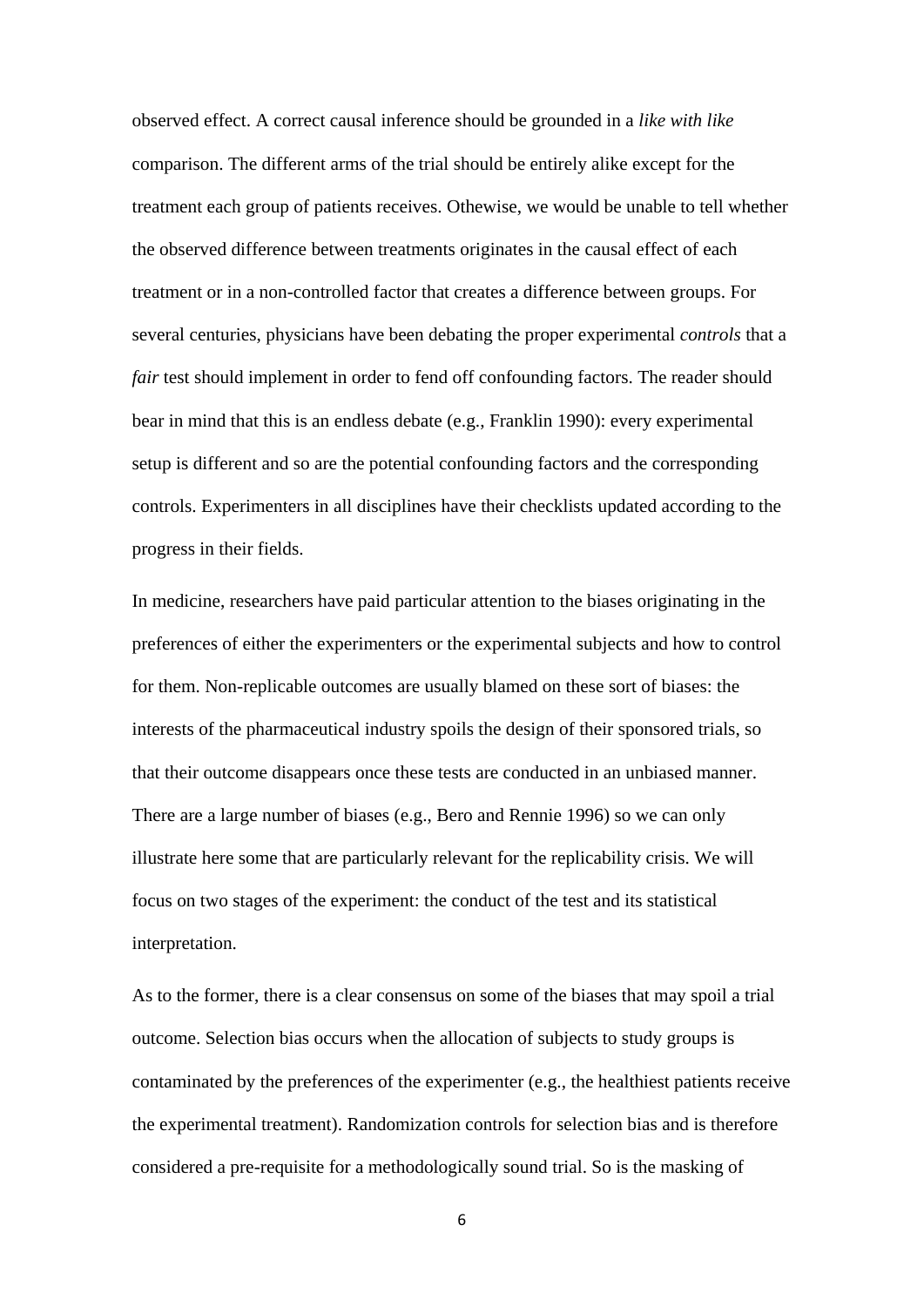observed effect. A correct causal inference should be grounded in a *like with like* comparison. The different arms of the trial should be entirely alike except for the treatment each group of patients receives. Othewise, we would be unable to tell whether the observed difference between treatments originates in the causal effect of each treatment or in a non-controlled factor that creates a difference between groups. For several centuries, physicians have been debating the proper experimental *controls* that a *fair* test should implement in order to fend off confounding factors. The reader should bear in mind that this is an endless debate (e.g., Franklin 1990): every experimental setup is different and so are the potential confounding factors and the corresponding controls. Experimenters in all disciplines have their checklists updated according to the progress in their fields.

In medicine, researchers have paid particular attention to the biases originating in the preferences of either the experimenters or the experimental subjects and how to control for them. Non-replicable outcomes are usually blamed on these sort of biases: the interests of the pharmaceutical industry spoils the design of their sponsored trials, so that their outcome disappears once these tests are conducted in an unbiased manner. There are a large number of biases (e.g., Bero and Rennie 1996) so we can only illustrate here some that are particularly relevant for the replicability crisis. We will focus on two stages of the experiment: the conduct of the test and its statistical interpretation.

As to the former, there is a clear consensus on some of the biases that may spoil a trial outcome. Selection bias occurs when the allocation of subjects to study groups is contaminated by the preferences of the experimenter (e.g., the healthiest patients receive the experimental treatment). Randomization controls for selection bias and is therefore considered a pre-requisite for a methodologically sound trial. So is the masking of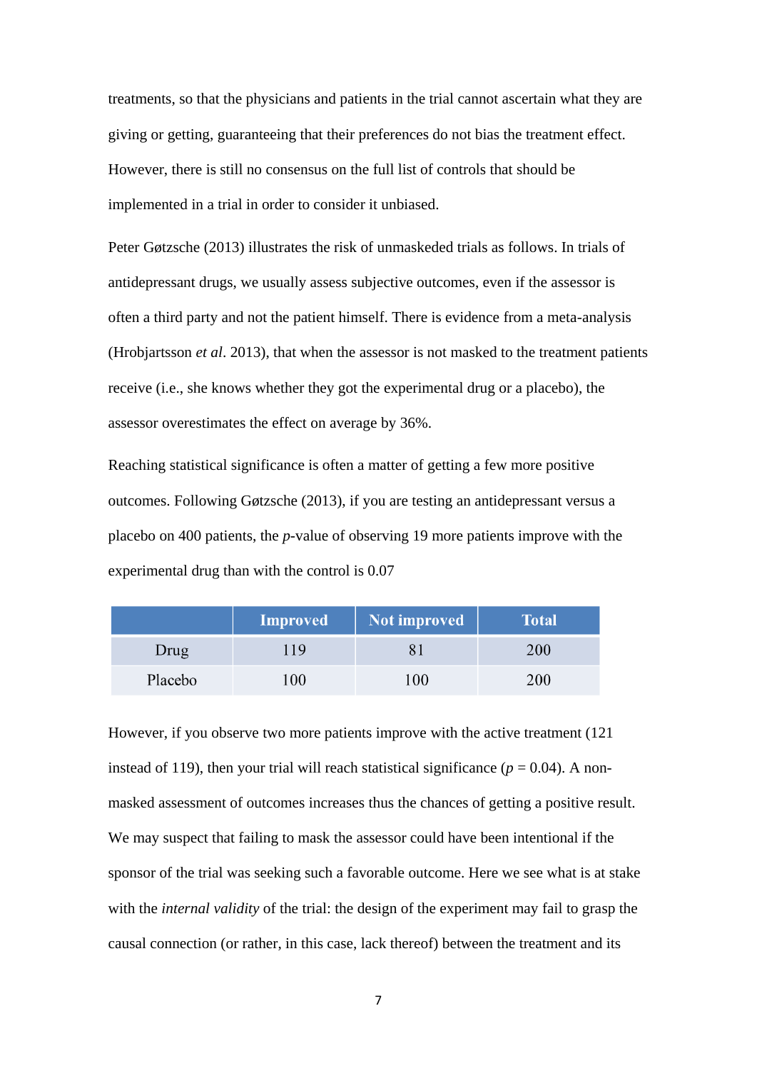treatments, so that the physicians and patients in the trial cannot ascertain what they are giving or getting, guaranteeing that their preferences do not bias the treatment effect. However, there is still no consensus on the full list of controls that should be implemented in a trial in order to consider it unbiased.

Peter Gøtzsche (2013) illustrates the risk of unmaskeded trials as follows. In trials of antidepressant drugs, we usually assess subjective outcomes, even if the assessor is often a third party and not the patient himself. There is evidence from a meta-analysis (Hrobjartsson *et al*. 2013), that when the assessor is not masked to the treatment patients receive (i.e., she knows whether they got the experimental drug or a placebo), the assessor overestimates the effect on average by 36%.

Reaching statistical significance is often a matter of getting a few more positive outcomes. Following Gøtzsche (2013), if you are testing an antidepressant versus a placebo on 400 patients, the *p*-value of observing 19 more patients improve with the experimental drug than with the control is 0.07

| | Improved | Not improved | Total |
|---|---|---|---|
| Drug | 119 | 81 | 200 |
| Placebo | 100 | 100 | 200 |

However, if you observe two more patients improve with the active treatment (121 instead of 119), then your trial will reach statistical significance ($p = 0.04$). A non-masked assessment of outcomes increases thus the chances of getting a positive result. We may suspect that failing to mask the assessor could have been intentional if the sponsor of the trial was seeking such a favorable outcome. Here we see what is at stake with the *internal validity* of the trial: the design of the experiment may fail to grasp the causal connection (or rather, in this case, lack thereof) between the treatment and its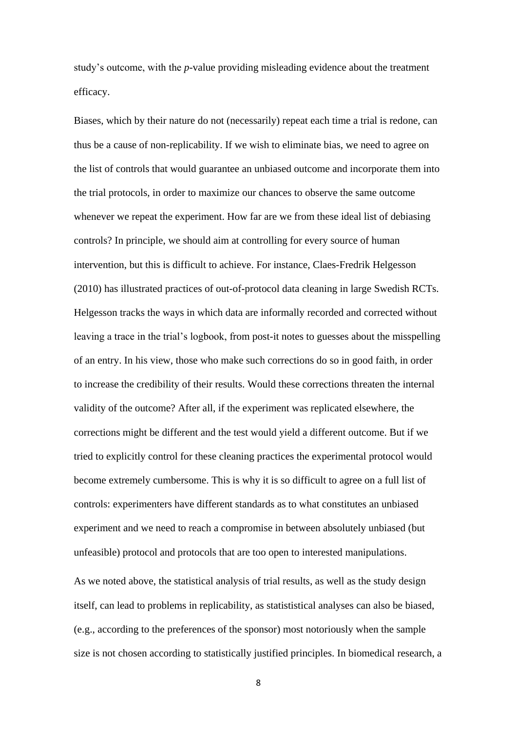study's outcome, with the *p*-value providing misleading evidence about the treatment efficacy.

Biases, which by their nature do not (necessarily) repeat each time a trial is redone, can thus be a cause of non-replicability. If we wish to eliminate bias, we need to agree on the list of controls that would guarantee an unbiased outcome and incorporate them into the trial protocols, in order to maximize our chances to observe the same outcome whenever we repeat the experiment. How far are we from these ideal list of debiasing controls? In principle, we should aim at controlling for every source of human intervention, but this is difficult to achieve. For instance, Claes-Fredrik Helgesson (2010) has illustrated practices of out-of-protocol data cleaning in large Swedish RCTs. Helgesson tracks the ways in which data are informally recorded and corrected without leaving a trace in the trial's logbook, from post-it notes to guesses about the misspelling of an entry. In his view, those who make such corrections do so in good faith, in order to increase the credibility of their results. Would these corrections threaten the internal validity of the outcome? After all, if the experiment was replicated elsewhere, the corrections might be different and the test would yield a different outcome. But if we tried to explicitly control for these cleaning practices the experimental protocol would become extremely cumbersome. This is why it is so difficult to agree on a full list of controls: experimenters have different standards as to what constitutes an unbiased experiment and we need to reach a compromise in between absolutely unbiased (but unfeasible) protocol and protocols that are too open to interested manipulations.

As we noted above, the statistical analysis of trial results, as well as the study design itself, can lead to problems in replicability, as statististical analyses can also be biased, (e.g., according to the preferences of the sponsor) most notoriously when the sample size is not chosen according to statistically justified principles. In biomedical research, a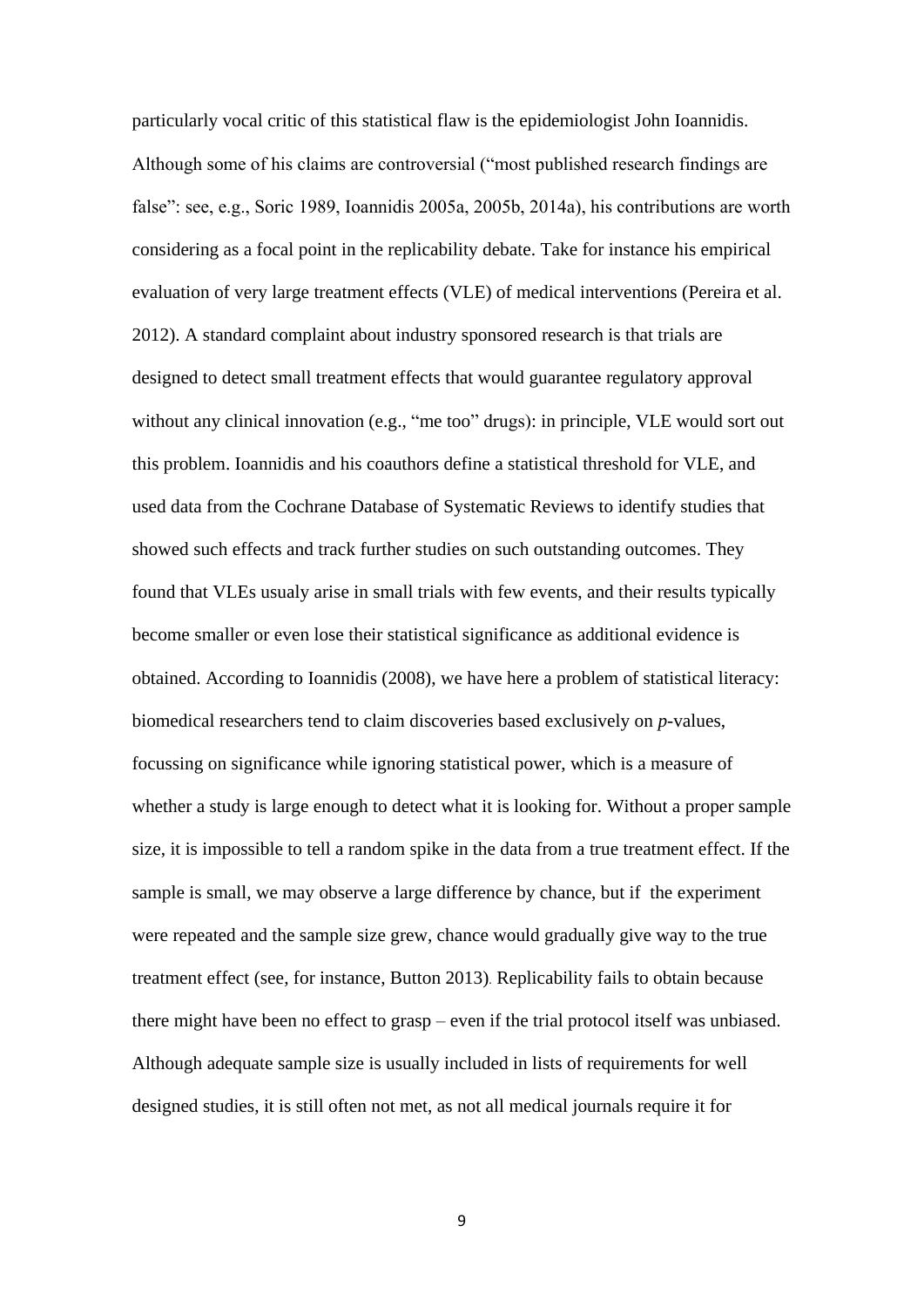particularly vocal critic of this statistical flaw is the epidemiologist John Ioannidis. Although some of his claims are controversial ("most published research findings are false": see, e.g., Soric 1989, Ioannidis 2005a, 2005b, 2014a), his contributions are worth considering as a focal point in the replicability debate. Take for instance his empirical evaluation of very large treatment effects (VLE) of medical interventions (Pereira et al. 2012). A standard complaint about industry sponsored research is that trials are designed to detect small treatment effects that would guarantee regulatory approval without any clinical innovation (e.g., "me too" drugs): in principle, VLE would sort out this problem. Ioannidis and his coauthors define a statistical threshold for VLE, and used data from the Cochrane Database of Systematic Reviews to identify studies that showed such effects and track further studies on such outstanding outcomes. They found that VLEs usualy arise in small trials with few events, and their results typically become smaller or even lose their statistical significance as additional evidence is obtained. According to Ioannidis (2008), we have here a problem of statistical literacy: biomedical researchers tend to claim discoveries based exclusively on *p*-values, focussing on significance while ignoring statistical power, which is a measure of whether a study is large enough to detect what it is looking for. Without a proper sample size, it is impossible to tell a random spike in the data from a true treatment effect. If the sample is small, we may observe a large difference by chance, but if the experiment were repeated and the sample size grew, chance would gradually give way to the true treatment effect (see, for instance, Button 2013). Replicability fails to obtain because there might have been no effect to grasp – even if the trial protocol itself was unbiased. Although adequate sample size is usually included in lists of requirements for well designed studies, it is still often not met, as not all medical journals require it for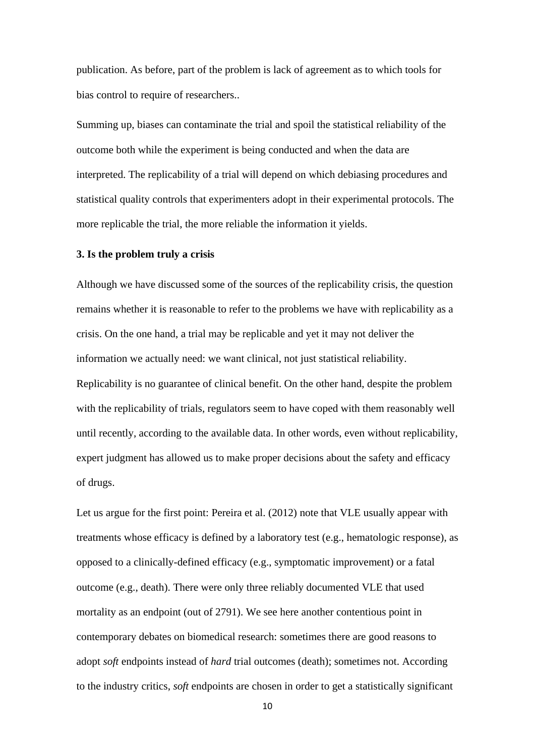publication. As before, part of the problem is lack of agreement as to which tools for bias control to require of researchers..

Summing up, biases can contaminate the trial and spoil the statistical reliability of the outcome both while the experiment is being conducted and when the data are interpreted. The replicability of a trial will depend on which debiasing procedures and statistical quality controls that experimenters adopt in their experimental protocols. The more replicable the trial, the more reliable the information it yields.

### 3. Is the problem truly a crisis

Although we have discussed some of the sources of the replicability crisis, the question remains whether it is reasonable to refer to the problems we have with replicability as a crisis. On the one hand, a trial may be replicable and yet it may not deliver the information we actually need: we want clinical, not just statistical reliability. Replicability is no guarantee of clinical benefit. On the other hand, despite the problem with the replicability of trials, regulators seem to have coped with them reasonably well until recently, according to the available data. In other words, even without replicability, expert judgment has allowed us to make proper decisions about the safety and efficacy of drugs.

Let us argue for the first point: Pereira et al. (2012) note that VLE usually appear with treatments whose efficacy is defined by a laboratory test (e.g., hematologic response), as opposed to a clinically-defined efficacy (e.g., symptomatic improvement) or a fatal outcome (e.g., death). There were only three reliably documented VLE that used mortality as an endpoint (out of 2791). We see here another contentious point in contemporary debates on biomedical research: sometimes there are good reasons to adopt *soft* endpoints instead of *hard* trial outcomes (death); sometimes not. According to the industry critics, *soft* endpoints are chosen in order to get a statistically significant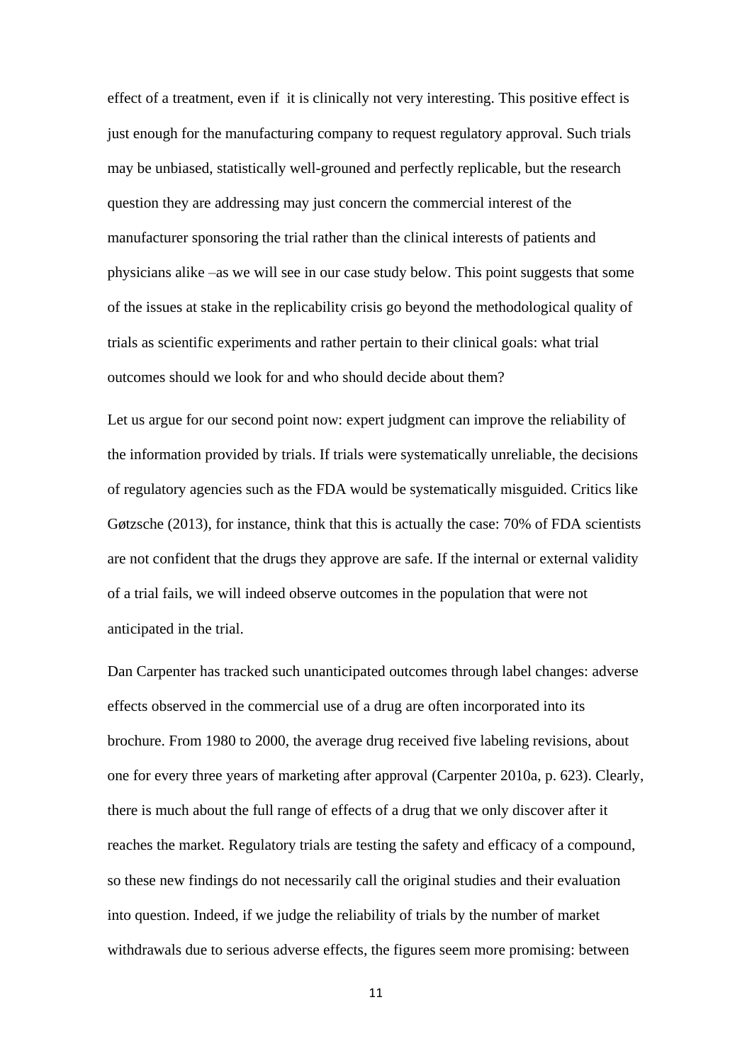effect of a treatment, even if it is clinically not very interesting. This positive effect is just enough for the manufacturing company to request regulatory approval. Such trials may be unbiased, statistically well-grouned and perfectly replicable, but the research question they are addressing may just concern the commercial interest of the manufacturer sponsoring the trial rather than the clinical interests of patients and physicians alike –as we will see in our case study below. This point suggests that some of the issues at stake in the replicability crisis go beyond the methodological quality of trials as scientific experiments and rather pertain to their clinical goals: what trial outcomes should we look for and who should decide about them?

Let us argue for our second point now: expert judgment can improve the reliability of the information provided by trials. If trials were systematically unreliable, the decisions of regulatory agencies such as the FDA would be systematically misguided. Critics like Gøtzsche (2013), for instance, think that this is actually the case: 70% of FDA scientists are not confident that the drugs they approve are safe. If the internal or external validity of a trial fails, we will indeed observe outcomes in the population that were not anticipated in the trial.

Dan Carpenter has tracked such unanticipated outcomes through label changes: adverse effects observed in the commercial use of a drug are often incorporated into its brochure. From 1980 to 2000, the average drug received five labeling revisions, about one for every three years of marketing after approval (Carpenter 2010a, p. 623). Clearly, there is much about the full range of effects of a drug that we only discover after it reaches the market. Regulatory trials are testing the safety and efficacy of a compound, so these new findings do not necessarily call the original studies and their evaluation into question. Indeed, if we judge the reliability of trials by the number of market withdrawals due to serious adverse effects, the figures seem more promising: between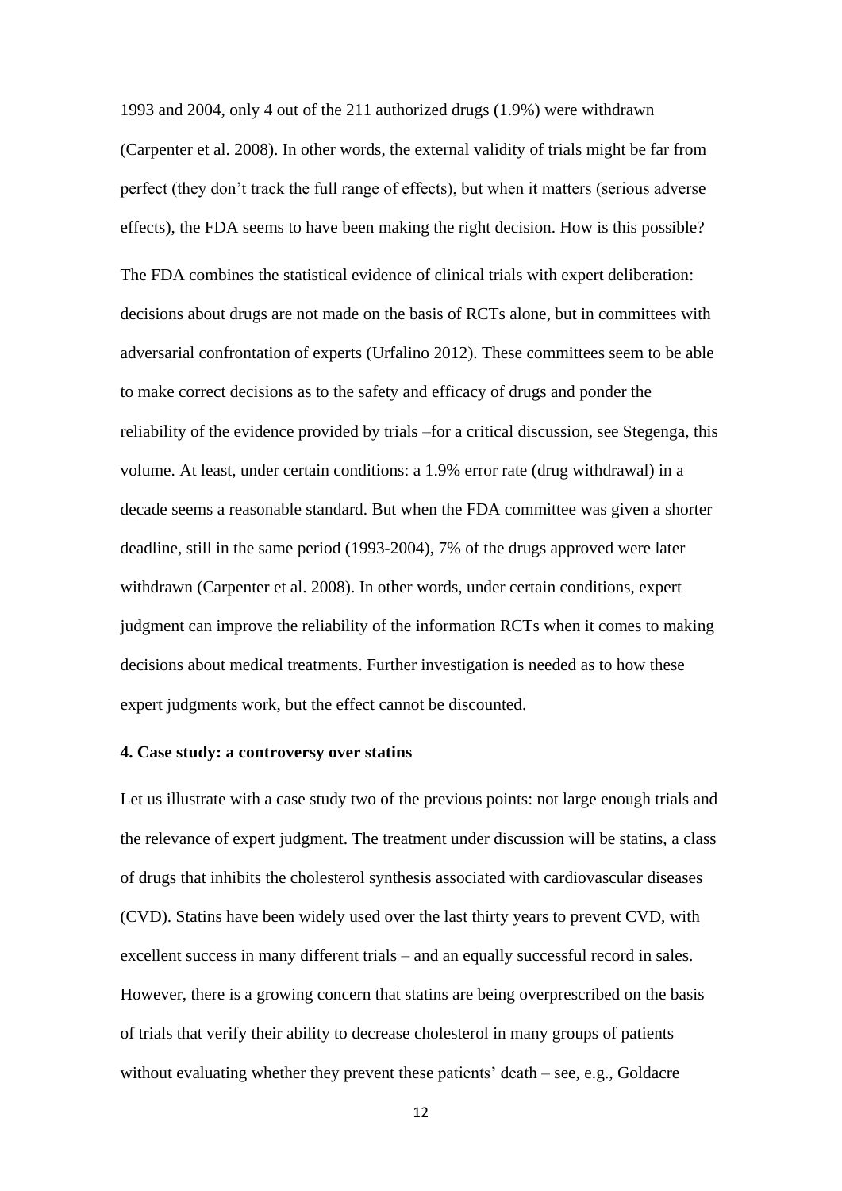1993 and 2004, only 4 out of the 211 authorized drugs (1.9%) were withdrawn (Carpenter et al. 2008). In other words, the external validity of trials might be far from perfect (they don't track the full range of effects), but when it matters (serious adverse effects), the FDA seems to have been making the right decision. How is this possible?

The FDA combines the statistical evidence of clinical trials with expert deliberation: decisions about drugs are not made on the basis of RCTs alone, but in committees with adversarial confrontation of experts (Urfalino 2012). These committees seem to be able to make correct decisions as to the safety and efficacy of drugs and ponder the reliability of the evidence provided by trials –for a critical discussion, see Stegenga, this volume. At least, under certain conditions: a 1.9% error rate (drug withdrawal) in a decade seems a reasonable standard. But when the FDA committee was given a shorter deadline, still in the same period (1993-2004), 7% of the drugs approved were later withdrawn (Carpenter et al. 2008). In other words, under certain conditions, expert judgment can improve the reliability of the information RCTs when it comes to making decisions about medical treatments. Further investigation is needed as to how these expert judgments work, but the effect cannot be discounted.

## 4. Case study: a controversy over statins

Let us illustrate with a case study two of the previous points: not large enough trials and the relevance of expert judgment. The treatment under discussion will be statins, a class of drugs that inhibits the cholesterol synthesis associated with cardiovascular diseases (CVD). Statins have been widely used over the last thirty years to prevent CVD, with excellent success in many different trials – and an equally successful record in sales. However, there is a growing concern that statins are being overprescribed on the basis of trials that verify their ability to decrease cholesterol in many groups of patients without evaluating whether they prevent these patients' death – see, e.g., Goldacre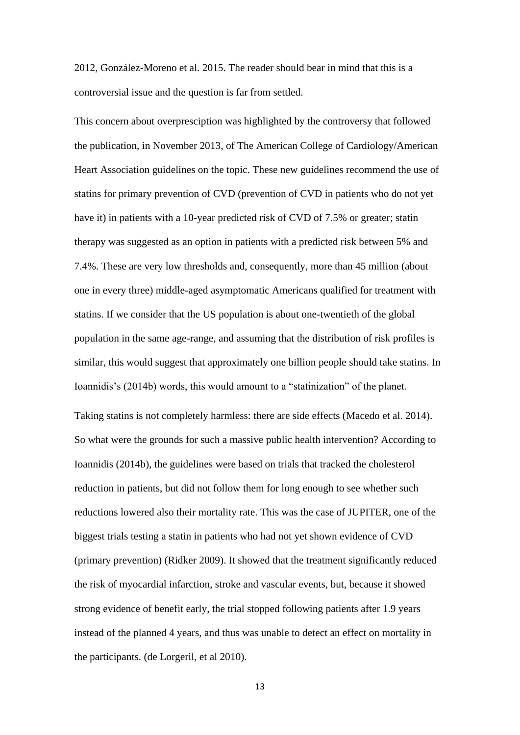2012, González-Moreno et al. 2015. The reader should bear in mind that this is a controversial issue and the question is far from settled.

This concern about overpresciption was highlighted by the controversy that followed the publication, in November 2013, of The American College of Cardiology/American Heart Association guidelines on the topic. These new guidelines recommend the use of statins for primary prevention of CVD (prevention of CVD in patients who do not yet have it) in patients with a 10-year predicted risk of CVD of 7.5% or greater; statin therapy was suggested as an option in patients with a predicted risk between 5% and 7.4%. These are very low thresholds and, consequently, more than 45 million (about one in every three) middle-aged asymptomatic Americans qualified for treatment with statins. If we consider that the US population is about one-twentieth of the global population in the same age-range, and assuming that the distribution of risk profiles is similar, this would suggest that approximately one billion people should take statins. In Ioannidis's (2014b) words, this would amount to a "statinization" of the planet.

Taking statins is not completely harmless: there are side effects (Macedo et al. 2014). So what were the grounds for such a massive public health intervention? According to Ioannidis (2014b), the guidelines were based on trials that tracked the cholesterol reduction in patients, but did not follow them for long enough to see whether such reductions lowered also their mortality rate. This was the case of JUPITER, one of the biggest trials testing a statin in patients who had not yet shown evidence of CVD (primary prevention) (Ridker 2009). It showed that the treatment significantly reduced the risk of myocardial infarction, stroke and vascular events, but, because it showed strong evidence of benefit early, the trial stopped following patients after 1.9 years instead of the planned 4 years, and thus was unable to detect an effect on mortality in the participants. (de Lorgeril, et al 2010).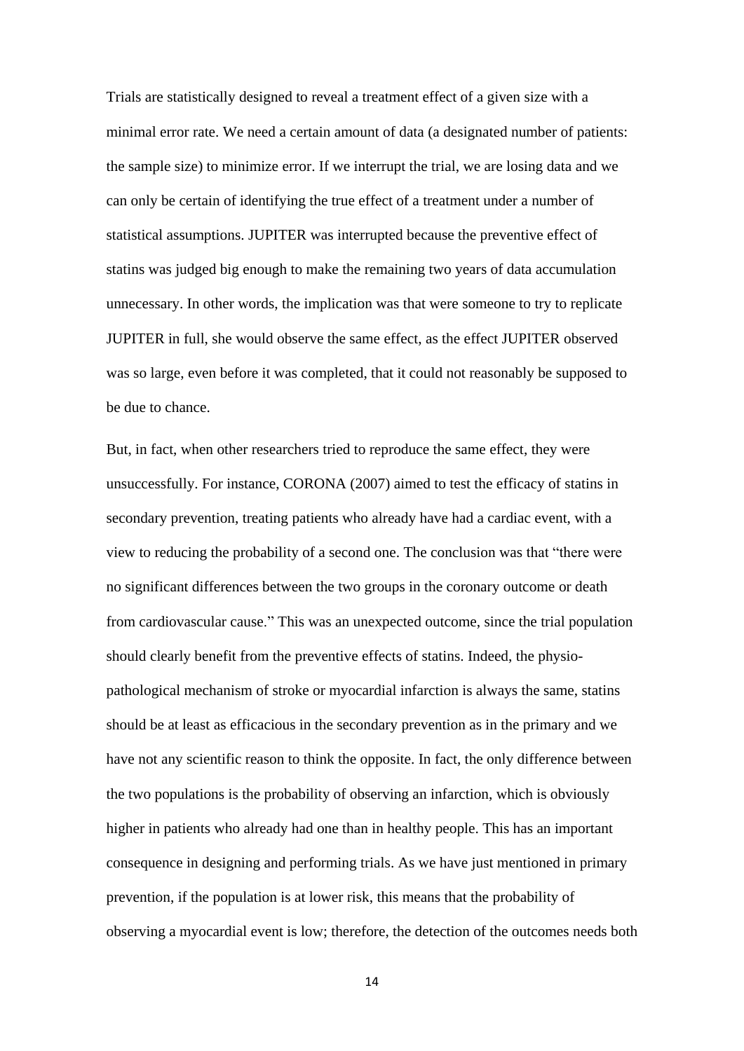Trials are statistically designed to reveal a treatment effect of a given size with a minimal error rate. We need a certain amount of data (a designated number of patients: the sample size) to minimize error. If we interrupt the trial, we are losing data and we can only be certain of identifying the true effect of a treatment under a number of statistical assumptions. JUPITER was interrupted because the preventive effect of statins was judged big enough to make the remaining two years of data accumulation unnecessary. In other words, the implication was that were someone to try to replicate JUPITER in full, she would observe the same effect, as the effect JUPITER observed was so large, even before it was completed, that it could not reasonably be supposed to be due to chance.

But, in fact, when other researchers tried to reproduce the same effect, they were unsuccessfully. For instance, CORONA (2007) aimed to test the efficacy of statins in secondary prevention, treating patients who already have had a cardiac event, with a view to reducing the probability of a second one. The conclusion was that "there were no significant differences between the two groups in the coronary outcome or death from cardiovascular cause." This was an unexpected outcome, since the trial population should clearly benefit from the preventive effects of statins. Indeed, the physio-pathological mechanism of stroke or myocardial infarction is always the same, statins should be at least as efficacious in the secondary prevention as in the primary and we have not any scientific reason to think the opposite. In fact, the only difference between the two populations is the probability of observing an infarction, which is obviously higher in patients who already had one than in healthy people. This has an important consequence in designing and performing trials. As we have just mentioned in primary prevention, if the population is at lower risk, this means that the probability of observing a myocardial event is low; therefore, the detection of the outcomes needs both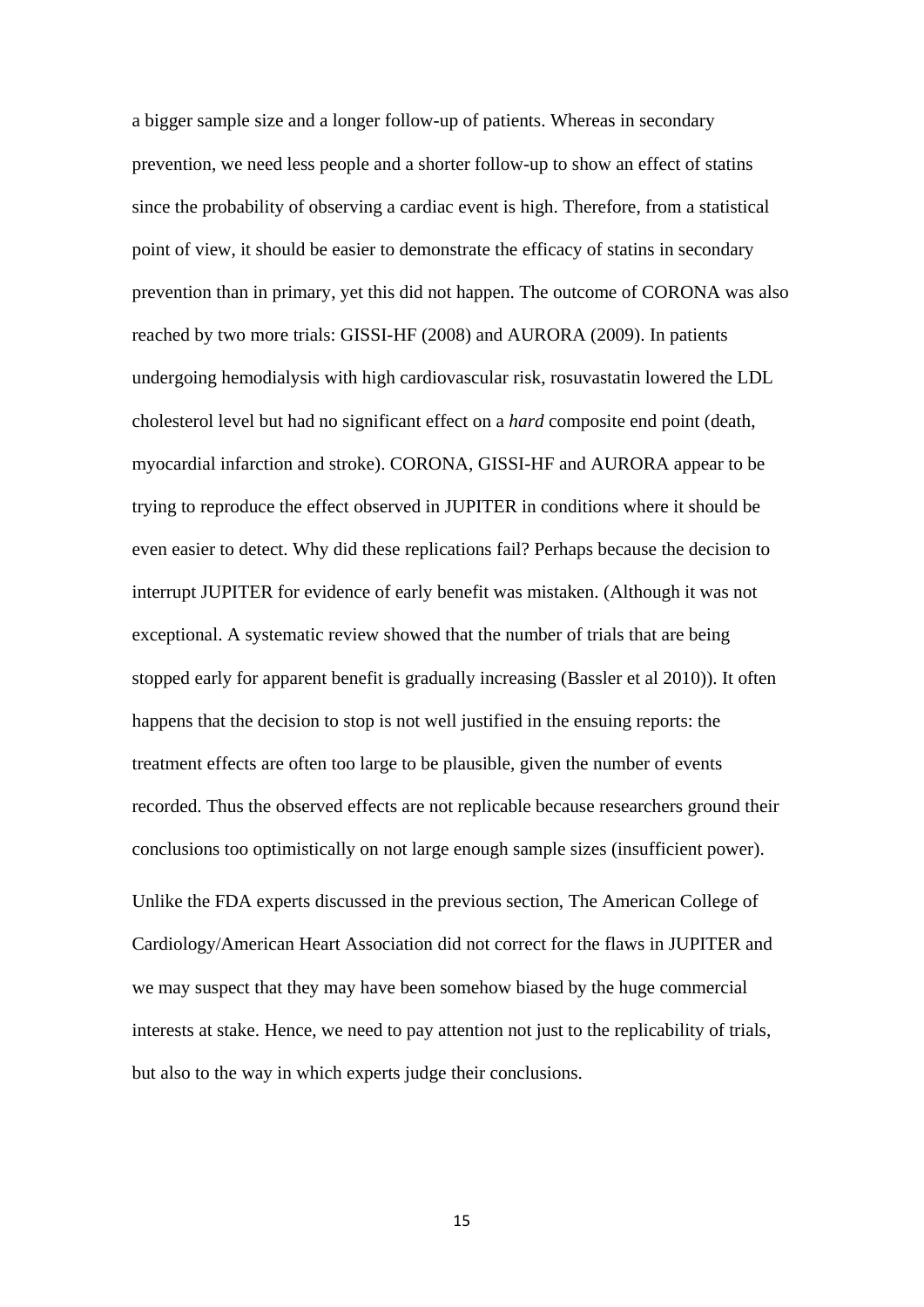a bigger sample size and a longer follow-up of patients. Whereas in secondary prevention, we need less people and a shorter follow-up to show an effect of statins since the probability of observing a cardiac event is high. Therefore, from a statistical point of view, it should be easier to demonstrate the efficacy of statins in secondary prevention than in primary, yet this did not happen. The outcome of CORONA was also reached by two more trials: GISSI-HF (2008) and AURORA (2009). In patients undergoing hemodialysis with high cardiovascular risk, rosuvastatin lowered the LDL cholesterol level but had no significant effect on a *hard* composite end point (death, myocardial infarction and stroke). CORONA, GISSI-HF and AURORA appear to be trying to reproduce the effect observed in JUPITER in conditions where it should be even easier to detect. Why did these replications fail? Perhaps because the decision to interrupt JUPITER for evidence of early benefit was mistaken. (Although it was not exceptional. A systematic review showed that the number of trials that are being stopped early for apparent benefit is gradually increasing (Bassler et al 2010)). It often happens that the decision to stop is not well justified in the ensuing reports: the treatment effects are often too large to be plausible, given the number of events recorded. Thus the observed effects are not replicable because researchers ground their conclusions too optimistically on not large enough sample sizes (insufficient power).

Unlike the FDA experts discussed in the previous section, The American College of Cardiology/American Heart Association did not correct for the flaws in JUPITER and we may suspect that they may have been somehow biased by the huge commercial interests at stake. Hence, we need to pay attention not just to the replicability of trials, but also to the way in which experts judge their conclusions.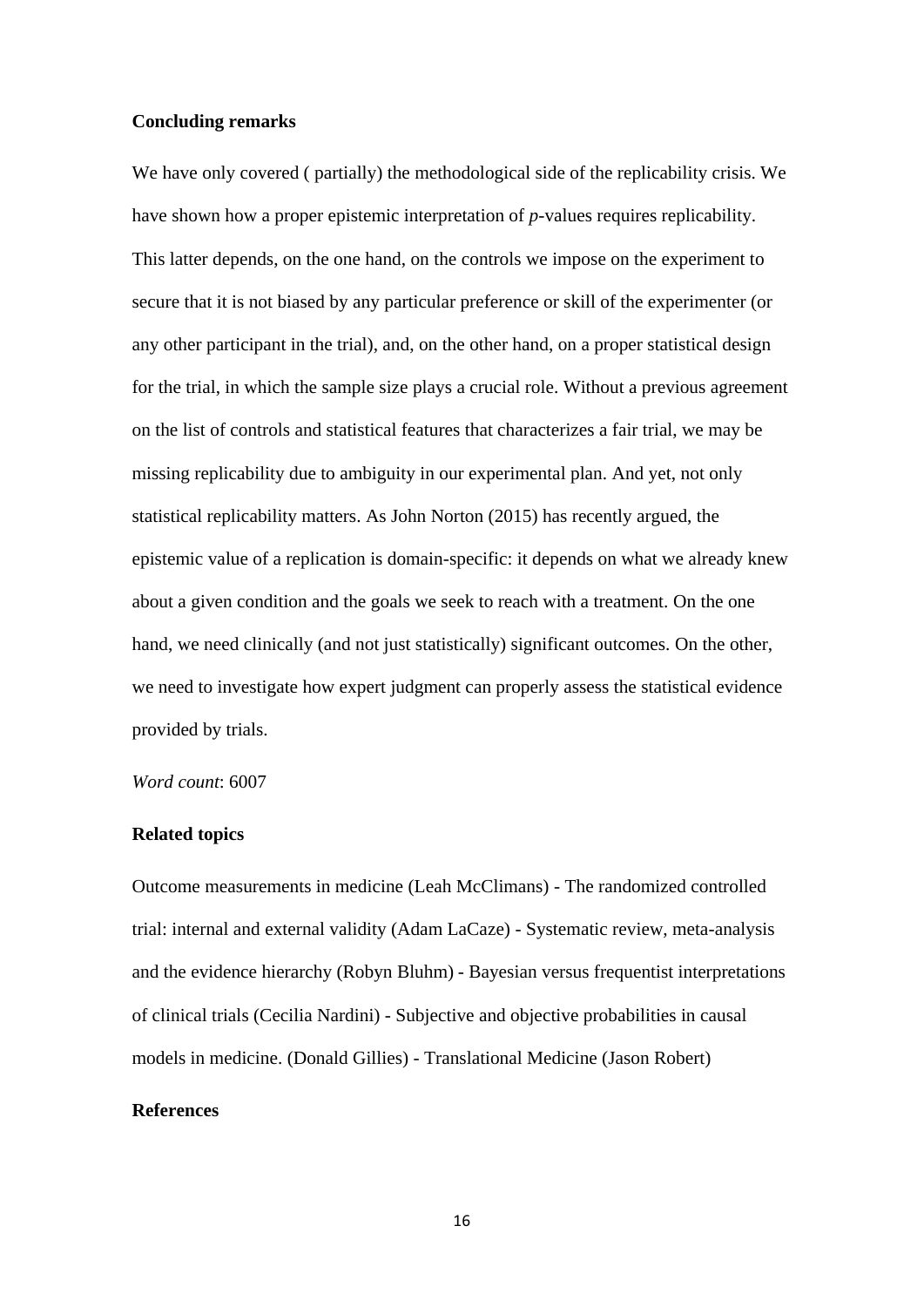**Concluding remarks**

We have only covered ( partially) the methodological side of the replicability crisis. We have shown how a proper epistemic interpretation of *p*-values requires replicability. This latter depends, on the one hand, on the controls we impose on the experiment to secure that it is not biased by any particular preference or skill of the experimenter (or any other participant in the trial), and, on the other hand, on a proper statistical design for the trial, in which the sample size plays a crucial role. Without a previous agreement on the list of controls and statistical features that characterizes a fair trial, we may be missing replicability due to ambiguity in our experimental plan. And yet, not only statistical replicability matters. As John Norton (2015) has recently argued, the epistemic value of a replication is domain-specific: it depends on what we already knew about a given condition and the goals we seek to reach with a treatment. On the one hand, we need clinically (and not just statistically) significant outcomes. On the other, we need to investigate how expert judgment can properly assess the statistical evidence provided by trials.

*Word count*: 6007

**Related topics**

Outcome measurements in medicine (Leah McClimans) - The randomized controlled trial: internal and external validity (Adam LaCaze) - Systematic review, meta-analysis and the evidence hierarchy (Robyn Bluhm) - Bayesian versus frequentist interpretations of clinical trials (Cecilia Nardini) - Subjective and objective probabilities in causal models in medicine. (Donald Gillies) - Translational Medicine (Jason Robert)

**References**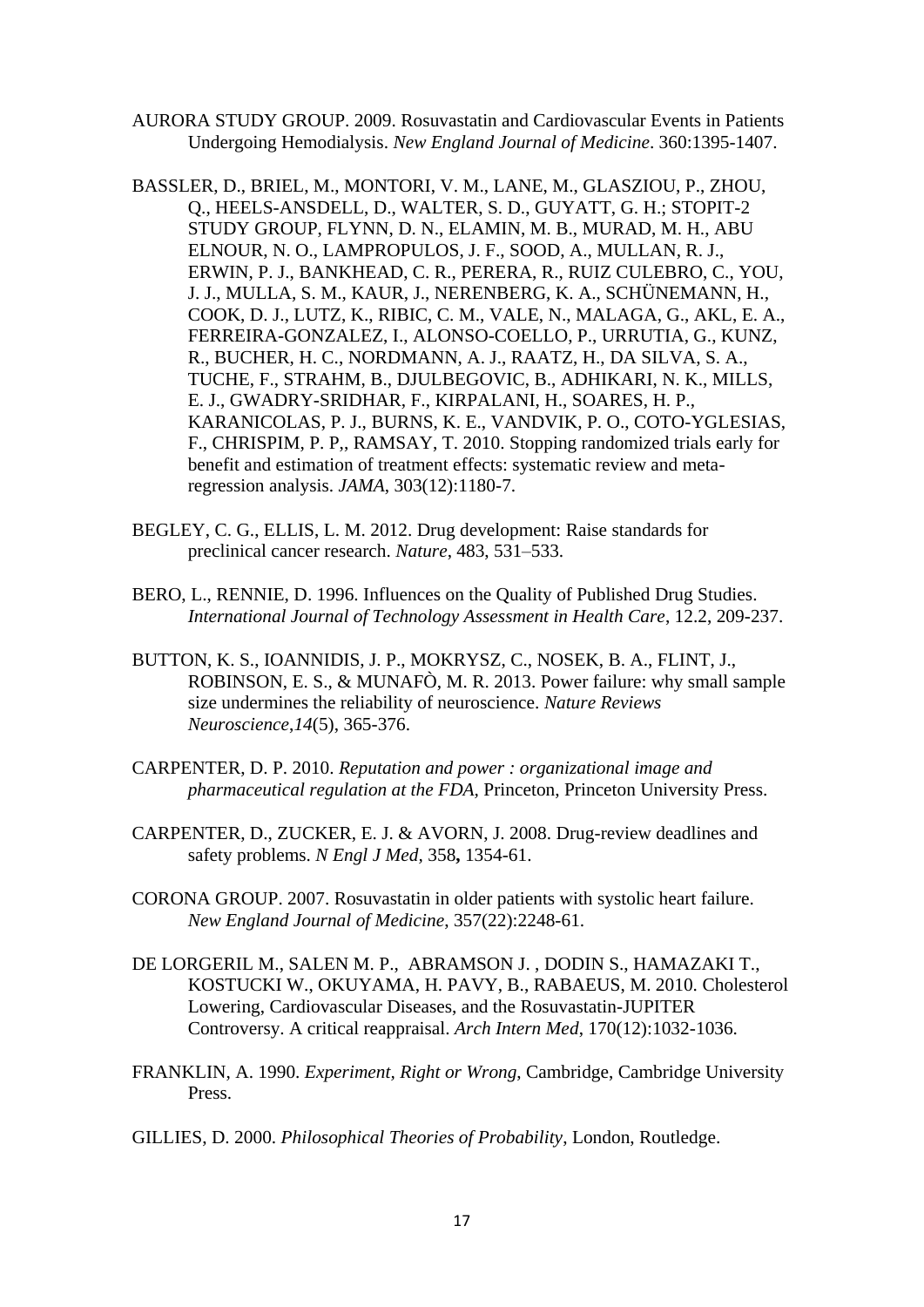AURORA STUDY GROUP. 2009. Rosuvastatin and Cardiovascular Events in Patients Undergoing Hemodialysis. *New England Journal of Medicine*. 360:1395-1407.

BASSLER, D., BRIEL, M., MONTORI, V. M., LANE, M., GLASZIOU, P., ZHOU, Q., HEELS-ANSDELL, D., WALTER, S. D., GUYATT, G. H.; STOPIT-2 STUDY GROUP, FLYNN, D. N., ELAMIN, M. B., MURAD, M. H., ABU ELNOUR, N. O., LAMPROPULOS, J. F., SOOD, A., MULLAN, R. J., ERWIN, P. J., BANKHEAD, C. R., PERERA, R., RUIZ CULEBRO, C., YOU, J. J., MULLA, S. M., KAUR, J., NERENBERG, K. A., SCHÜNEMANN, H., COOK, D. J., LUTZ, K., RIBIC, C. M., VALE, N., MALAGA, G., AKL, E. A., FERREIRA-GONZALEZ, I., ALONSO-COELLO, P., URRUTIA, G., KUNZ, R., BUCHER, H. C., NORDMANN, A. J., RAATZ, H., DA SILVA, S. A., TUCHE, F., STRAHM, B., DJULBEGOVIC, B., ADHIKARI, N. K., MILLS, E. J., GWADRY-SRIDHAR, F., KIRPALANI, H., SOARES, H. P., KARANICOLAS, P. J., BURNS, K. E., VANDVIK, P. O., COTO-YGLESIAS, F., CHRISPIM, P. P,, RAMSAY, T. 2010. Stopping randomized trials early for benefit and estimation of treatment effects: systematic review and meta-regression analysis. *JAMA*, 303(12):1180-7.

BEGLEY, C. G., ELLIS, L. M. 2012. Drug development: Raise standards for preclinical cancer research. *Nature*, 483, 531–533.

BERO, L., RENNIE, D. 1996. Influences on the Quality of Published Drug Studies. *International Journal of Technology Assessment in Health Care*, 12.2, 209-237.

BUTTON, K. S., IOANNIDIS, J. P., MOKRYSZ, C., NOSEK, B. A., FLINT, J., ROBINSON, E. S., & MUNAFÒ, M. R. 2013. Power failure: why small sample size undermines the reliability of neuroscience. *Nature Reviews Neuroscience*,*14*(5), 365-376.

CARPENTER, D. P. 2010. *Reputation and power : organizational image and pharmaceutical regulation at the FDA*, Princeton, Princeton University Press.

CARPENTER, D., ZUCKER, E. J. & AVORN, J. 2008. Drug-review deadlines and safety problems. *N Engl J Med*, 358**,** 1354-61.

CORONA GROUP. 2007. Rosuvastatin in older patients with systolic heart failure. *New England Journal of Medicine*, 357(22):2248-61.

DE LORGERIL M., SALEN M. P., ABRAMSON J. , DODIN S., HAMAZAKI T., KOSTUCKI W., OKUYAMA, H. PAVY, B., RABAEUS, M. 2010. Cholesterol Lowering, Cardiovascular Diseases, and the Rosuvastatin-JUPITER Controversy. A critical reappraisal. *Arch Intern Med*, 170(12):1032-1036.

FRANKLIN, A. 1990. *Experiment, Right or Wrong*, Cambridge, Cambridge University Press.

GILLIES, D. 2000. *Philosophical Theories of Probability*, London, Routledge.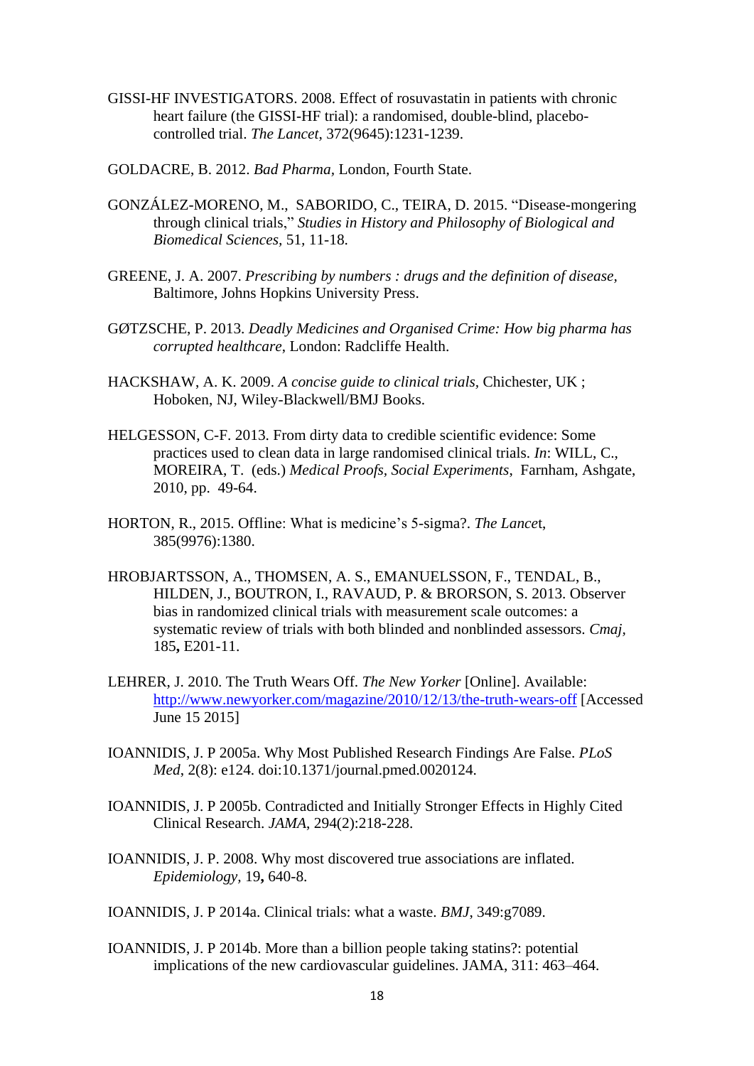GISSI-HF INVESTIGATORS. 2008. Effect of rosuvastatin in patients with chronic heart failure (the GISSI-HF trial): a randomised, double-blind, placebo-controlled trial. *The Lancet*, 372(9645):1231-1239.

GOLDACRE, B. 2012. *Bad Pharma*, London, Fourth State.

GONZÁLEZ-MORENO, M., SABORIDO, C., TEIRA, D. 2015. "Disease-mongering through clinical trials," *Studies in History and Philosophy of Biological and Biomedical Sciences*, 51, 11-18.

GREENE, J. A. 2007. *Prescribing by numbers : drugs and the definition of disease,* Baltimore, Johns Hopkins University Press.

GØTZSCHE, P. 2013. *Deadly Medicines and Organised Crime: How big pharma has corrupted healthcare*, London: Radcliffe Health.

HACKSHAW, A. K. 2009. *A concise guide to clinical trials,* Chichester, UK ; Hoboken, NJ, Wiley-Blackwell/BMJ Books.

HELGESSON, C-F. 2013. From dirty data to credible scientific evidence: Some practices used to clean data in large randomised clinical trials. *In*: WILL, C., MOREIRA, T. (eds.) *Medical Proofs, Social Experiments*, Farnham, Ashgate, 2010, pp. 49-64.

HORTON, R., 2015. Offline: What is medicine's 5-sigma?. *The Lance*t, 385(9976):1380.

HROBJARTSSON, A., THOMSEN, A. S., EMANUELSSON, F., TENDAL, B., HILDEN, J., BOUTRON, I., RAVAUD, P. & BRORSON, S. 2013. Observer bias in randomized clinical trials with measurement scale outcomes: a systematic review of trials with both blinded and nonblinded assessors. *Cmaj,* 185**,** E201-11.

LEHRER, J. 2010. The Truth Wears Off. *The New Yorker* [Online]. Available: http://www.newyorker.com/magazine/2010/12/13/the-truth-wears-off [Accessed June 15 2015]

IOANNIDIS, J. P 2005a. Why Most Published Research Findings Are False. *PLoS Med*, 2(8): e124. doi:10.1371/journal.pmed.0020124.

IOANNIDIS, J. P 2005b. Contradicted and Initially Stronger Effects in Highly Cited Clinical Research. *JAMA*, 294(2):218-228.

IOANNIDIS, J. P. 2008. Why most discovered true associations are inflated. *Epidemiology,* 19**,** 640-8.

IOANNIDIS, J. P 2014a. Clinical trials: what a waste. *BMJ*, 349:g7089.

IOANNIDIS, J. P 2014b. More than a billion people taking statins?: potential implications of the new cardiovascular guidelines. JAMA, 311: 463–464.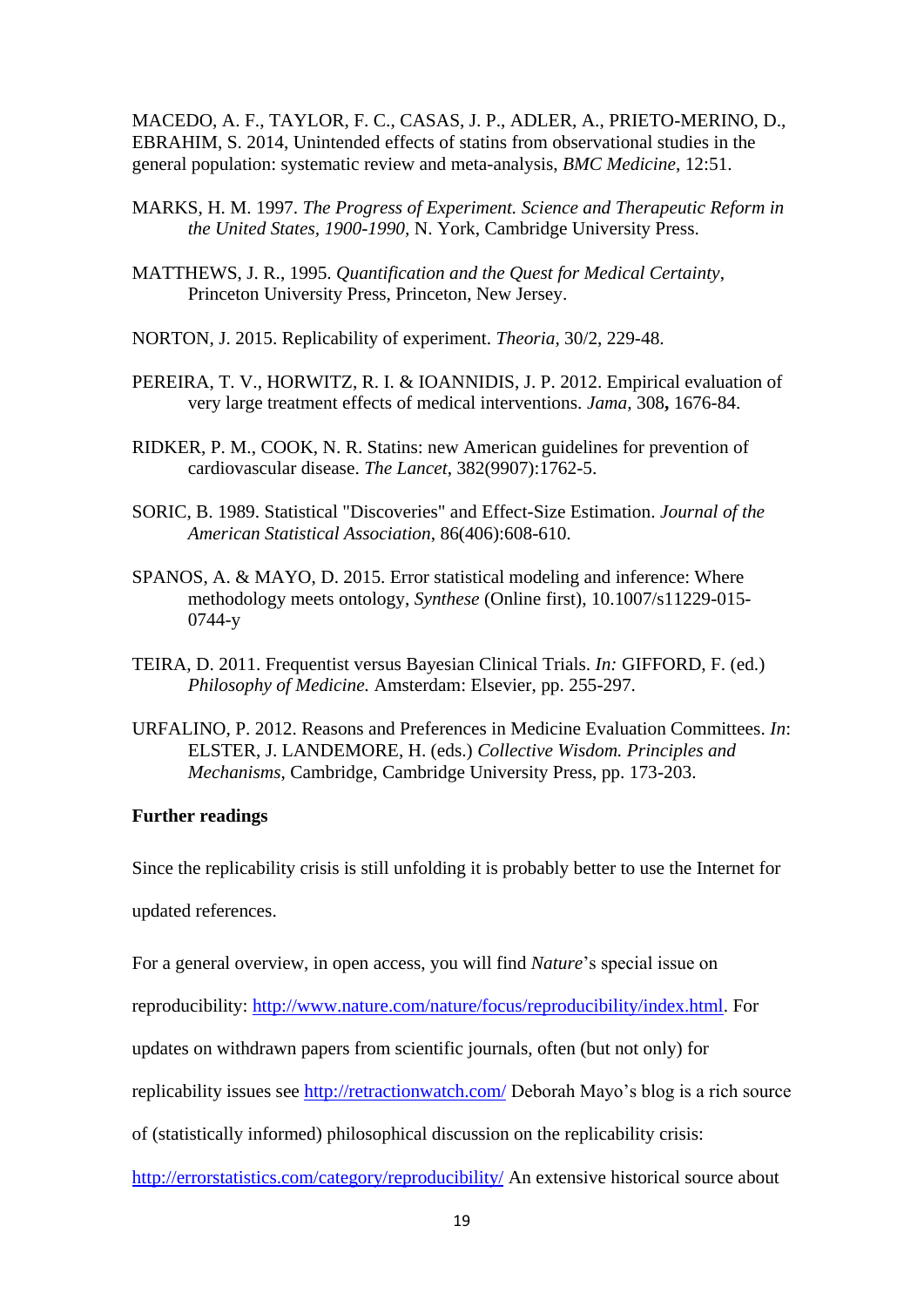MACEDO, A. F., TAYLOR, F. C., CASAS, J. P., ADLER, A., PRIETO-MERINO, D., EBRAHIM, S. 2014, Unintended effects of statins from observational studies in the general population: systematic review and meta-analysis, *BMC Medicine*, 12:51.

MARKS, H. M. 1997. *The Progress of Experiment. Science and Therapeutic Reform in the United States, 1900-1990*, N. York, Cambridge University Press.

MATTHEWS, J. R., 1995. *Quantification and the Quest for Medical Certainty*, Princeton University Press, Princeton, New Jersey.

NORTON, J. 2015. Replicability of experiment. *Theoria*, 30/2, 229-48.

PEREIRA, T. V., HORWITZ, R. I. & IOANNIDIS, J. P. 2012. Empirical evaluation of very large treatment effects of medical interventions. *Jama*, 308**,** 1676-84.

RIDKER, P. M., COOK, N. R. Statins: new American guidelines for prevention of cardiovascular disease. *The Lancet*, 382(9907):1762-5.

SORIC, B. 1989. Statistical "Discoveries" and Effect-Size Estimation. *Journal of the American Statistical Association*, 86(406):608-610.

SPANOS, A. & MAYO, D. 2015. Error statistical modeling and inference: Where methodology meets ontology, *Synthese* (Online first), 10.1007/s11229-015-0744-y

TEIRA, D. 2011. Frequentist versus Bayesian Clinical Trials. *In:* GIFFORD, F. (ed.) *Philosophy of Medicine.* Amsterdam: Elsevier, pp. 255-297.

URFALINO, P. 2012. Reasons and Preferences in Medicine Evaluation Committees. *In*: ELSTER, J. LANDEMORE, H. (eds.) *Collective Wisdom. Principles and Mechanisms*, Cambridge, Cambridge University Press, pp. 173-203.

**Further readings**

Since the replicability crisis is still unfolding it is probably better to use the Internet for updated references.

For a general overview, in open access, you will find *Nature*'s special issue on reproducibility: http://www.nature.com/nature/focus/reproducibility/index.html. For updates on withdrawn papers from scientific journals, often (but not only) for replicability issues see http://retractionwatch.com/ Deborah Mayo's blog is a rich source of (statistically informed) philosophical discussion on the replicability crisis: http://errorstatistics.com/category/reproducibility/ An extensive historical source about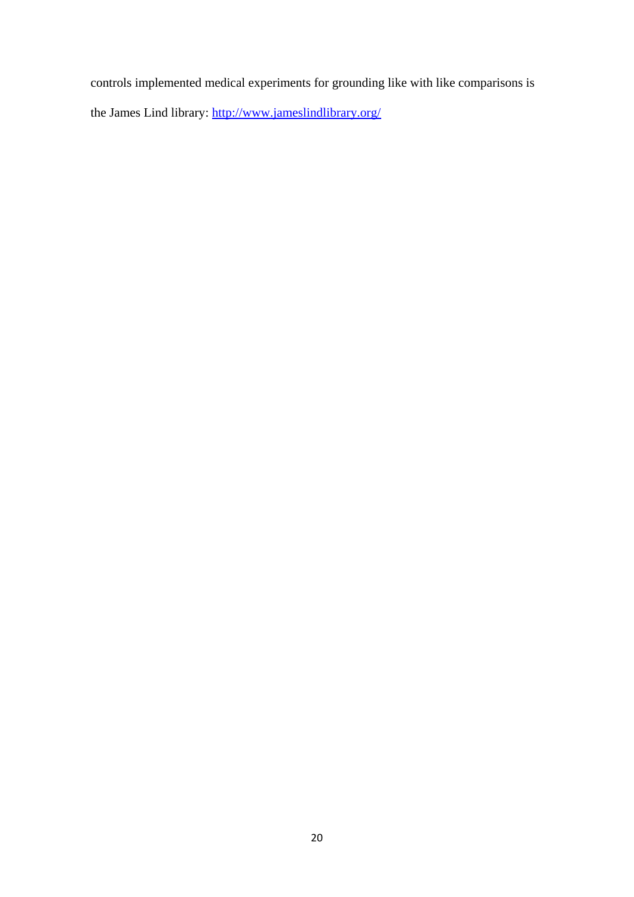controls implemented medical experiments for grounding like with like comparisons is the James Lind library: http://www.jameslindlibrary.org/